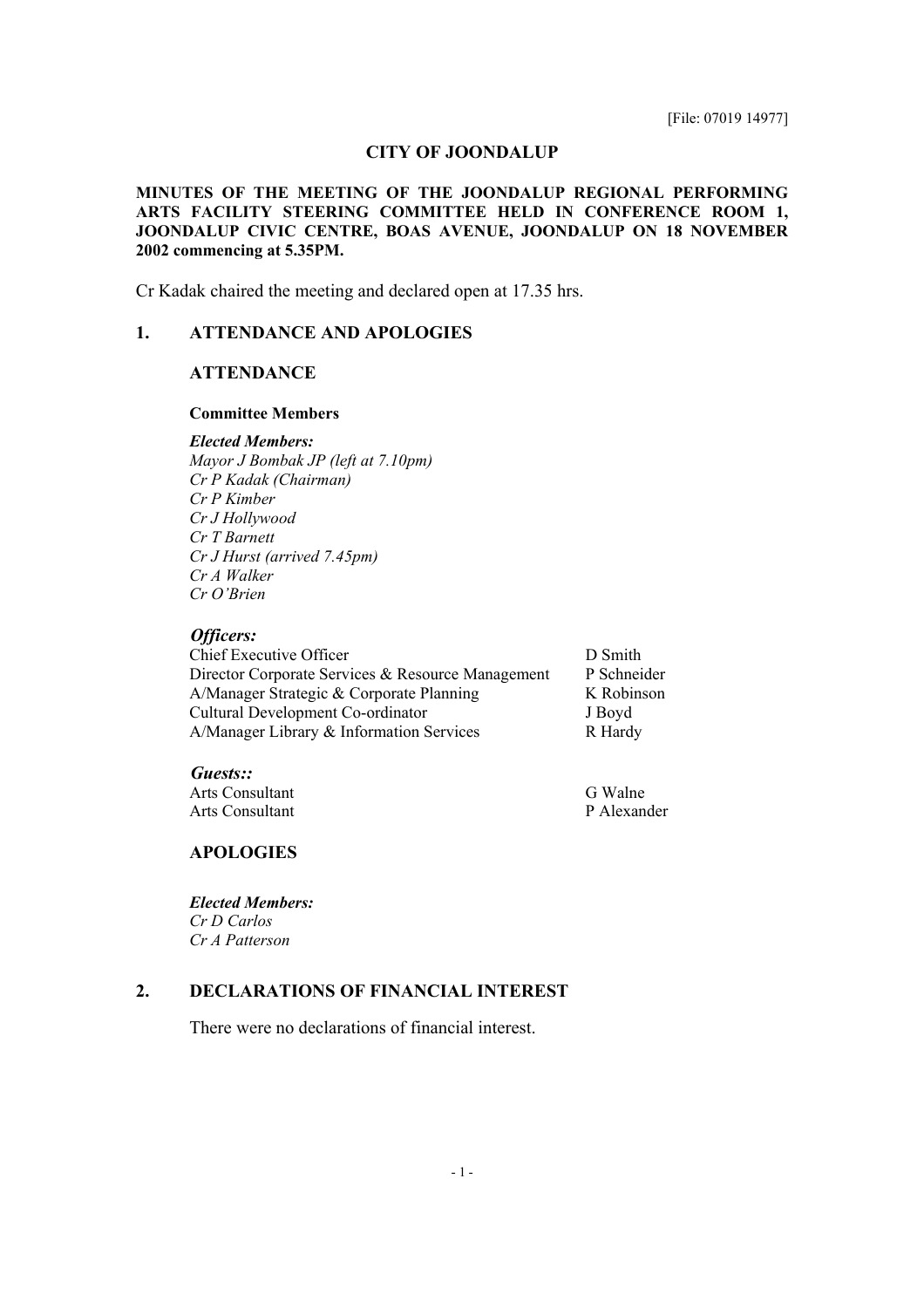[File: 07019 14977]

# CITY OF JOONDALUP

**MINUTES OF THE MEETING OF THE JOONDALUP REGIONAL PERFORMING ARTS FACILITY STEERING COMMITTEE HELD IN CONFERENCE ROOM 1, JOONDALUP CIVIC CENTRE, BOAS AVENUE, JOONDALUP ON 18 NOVEMBER 2002 commencing at 5.35PM.**

Cr Kadak chaired the meeting and declared open at 17.35 hrs.

## 1. ATTENDANCE AND APOLOGIES

### ATTENDANCE

**Committee Members**

***Elected Members:***
*Mayor J Bombak JP (left at 7.10pm)*
*Cr P Kadak (Chairman)*
*Cr P Kimber*
*Cr J Hollywood*
*Cr T Barnett*
*Cr J Hurst (arrived 7.45pm)*
*Cr A Walker*
*Cr O'Brien*

***Officers:***

| | |
|---|---|
| Chief Executive Officer | D Smith |
| Director Corporate Services & Resource Management | P Schneider |
| A/Manager Strategic & Corporate Planning | K Robinson |
| Cultural Development Co-ordinator | J Boyd |
| A/Manager Library & Information Services | R Hardy |

***Guests::***

| | |
|---|---|
| Arts Consultant | G Walne |
| Arts Consultant | P Alexander |

### APOLOGIES

***Elected Members:***
*Cr D Carlos*
*Cr A Patterson*

## 2. DECLARATIONS OF FINANCIAL INTEREST

There were no declarations of financial interest.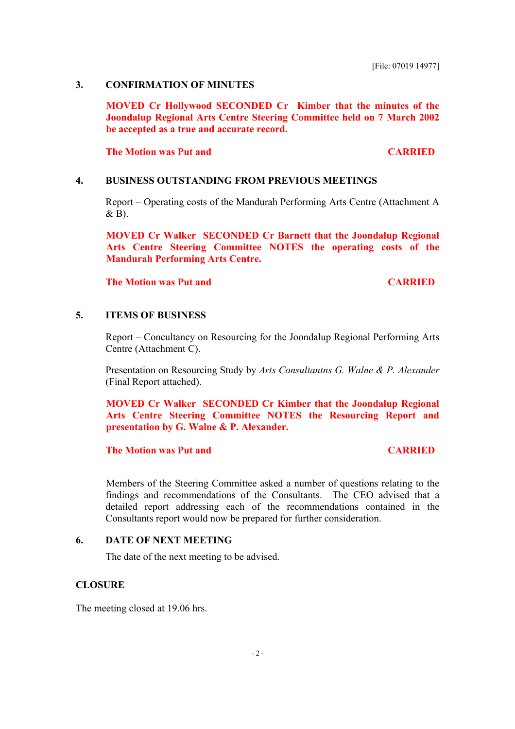[File: 07019 14977]

## 3. CONFIRMATION OF MINUTES

**MOVED Cr Hollywood SECONDED Cr Kimber that the minutes of the Joondalup Regional Arts Centre Steering Committee held on 7 March 2002 be accepted as a true and accurate record.**

**The Motion was Put and CARRIED**

## 4. BUSINESS OUTSTANDING FROM PREVIOUS MEETINGS

Report – Operating costs of the Mandurah Performing Arts Centre (Attachment A & B).

**MOVED Cr Walker SECONDED Cr Barnett that the Joondalup Regional Arts Centre Steering Committee NOTES the operating costs of the Mandurah Performing Arts Centre.**

**The Motion was Put and CARRIED**

## 5. ITEMS OF BUSINESS

Report – Concultancy on Resourcing for the Joondalup Regional Performing Arts Centre (Attachment C).

Presentation on Resourcing Study by *Arts Consultantns G. Walne & P. Alexander* (Final Report attached).

**MOVED Cr Walker SECONDED Cr Kimber that the Joondalup Regional Arts Centre Steering Committee NOTES the Resourcing Report and presentation by G. Walne & P. Alexander.**

**The Motion was Put and CARRIED**

Members of the Steering Committee asked a number of questions relating to the findings and recommendations of the Consultants. The CEO advised that a detailed report addressing each of the recommendations contained in the Consultants report would now be prepared for further consideration.

## 6. DATE OF NEXT MEETING

The date of the next meeting to be advised.

## CLOSURE

The meeting closed at 19.06 hrs.